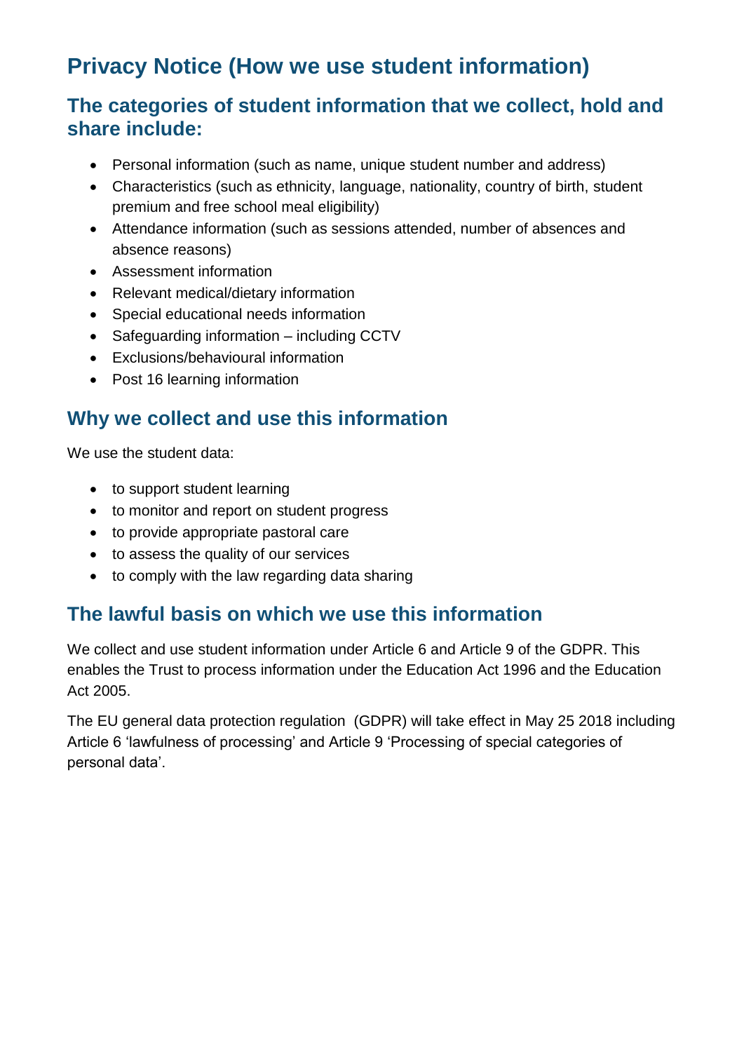# Privacy Notice (How we use student information)

## The categories of student information that we collect, hold and share include:

- Personal information (such as name, unique student number and address)
- Characteristics (such as ethnicity, language, nationality, country of birth, student premium and free school meal eligibility)
- Attendance information (such as sessions attended, number of absences and absence reasons)
- Assessment information
- Relevant medical/dietary information
- Special educational needs information
- Safeguarding information – including CCTV
- Exclusions/behavioural information
- Post 16 learning information

## Why we collect and use this information

We use the student data:

- to support student learning
- to monitor and report on student progress
- to provide appropriate pastoral care
- to assess the quality of our services
- to comply with the law regarding data sharing

## The lawful basis on which we use this information

We collect and use student information under Article 6 and Article 9 of the GDPR. This enables the Trust to process information under the Education Act 1996 and the Education Act 2005.

The EU general data protection regulation (GDPR) will take effect in May 25 2018 including Article 6 'lawfulness of processing' and Article 9 'Processing of special categories of personal data'.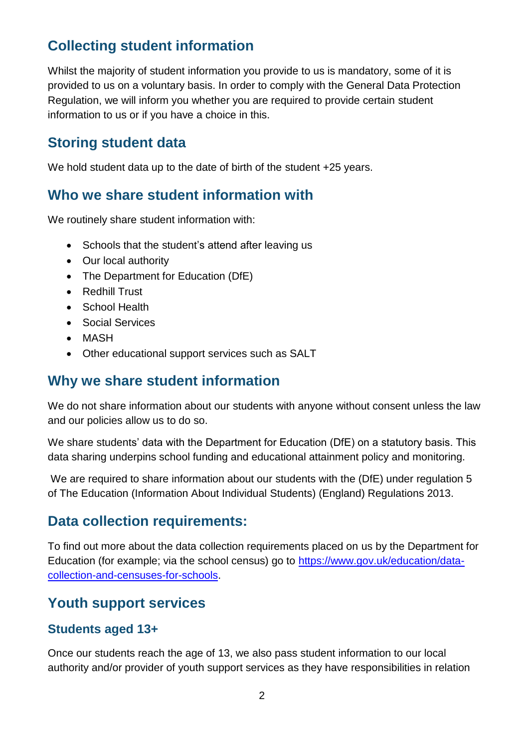## Collecting student information

Whilst the majority of student information you provide to us is mandatory, some of it is provided to us on a voluntary basis. In order to comply with the General Data Protection Regulation, we will inform you whether you are required to provide certain student information to us or if you have a choice in this.

## Storing student data

We hold student data up to the date of birth of the student +25 years.

## Who we share student information with

We routinely share student information with:

- Schools that the student's attend after leaving us
- Our local authority
- The Department for Education (DfE)
- Redhill Trust
- School Health
- Social Services
- MASH
- Other educational support services such as SALT

## Why we share student information

We do not share information about our students with anyone without consent unless the law and our policies allow us to do so.

We share students' data with the Department for Education (DfE) on a statutory basis. This data sharing underpins school funding and educational attainment policy and monitoring.

We are required to share information about our students with the (DfE) under regulation 5 of The Education (Information About Individual Students) (England) Regulations 2013.

## Data collection requirements:

To find out more about the data collection requirements placed on us by the Department for Education (for example; via the school census) go to [https://www.gov.uk/education/data-collection-and-censuses-for-schools](https://www.gov.uk/education/data-collection-and-censuses-for-schools).

## Youth support services

### Students aged 13+

Once our students reach the age of 13, we also pass student information to our local authority and/or provider of youth support services as they have responsibilities in relation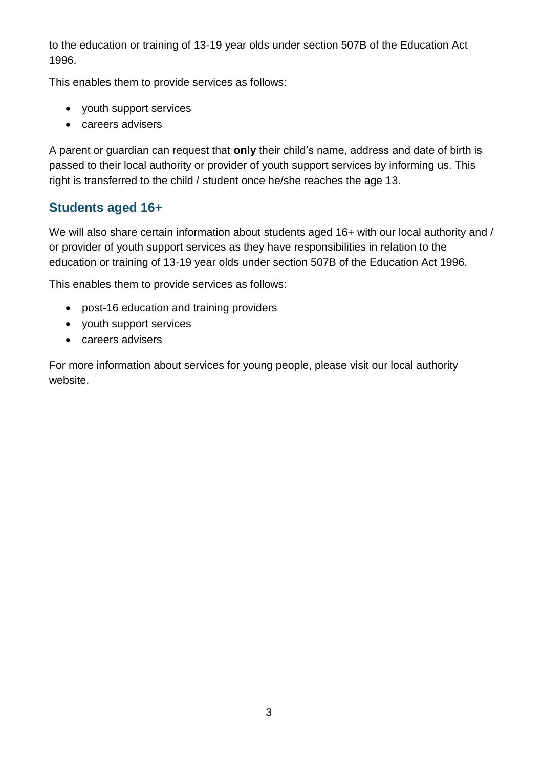to the education or training of 13-19 year olds under section 507B of the Education Act 1996.

This enables them to provide services as follows:

- youth support services
- careers advisers

A parent or guardian can request that **only** their child's name, address and date of birth is passed to their local authority or provider of youth support services by informing us. This right is transferred to the child / student once he/she reaches the age 13.

## Students aged 16+

We will also share certain information about students aged 16+ with our local authority and / or provider of youth support services as they have responsibilities in relation to the education or training of 13-19 year olds under section 507B of the Education Act 1996.

This enables them to provide services as follows:

- post-16 education and training providers
- youth support services
- careers advisers

For more information about services for young people, please visit our local authority website.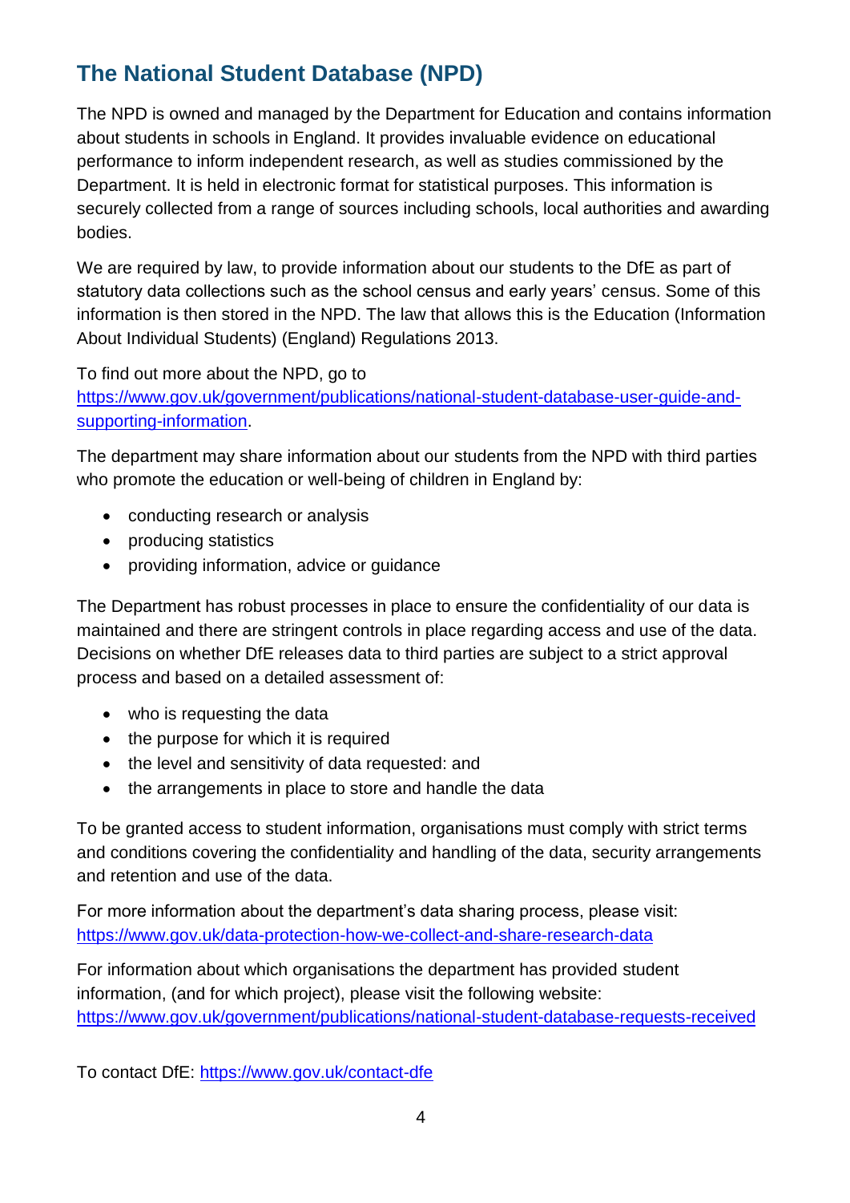## The National Student Database (NPD)

The NPD is owned and managed by the Department for Education and contains information about students in schools in England. It provides invaluable evidence on educational performance to inform independent research, as well as studies commissioned by the Department. It is held in electronic format for statistical purposes. This information is securely collected from a range of sources including schools, local authorities and awarding bodies.

We are required by law, to provide information about our students to the DfE as part of statutory data collections such as the school census and early years' census. Some of this information is then stored in the NPD. The law that allows this is the Education (Information About Individual Students) (England) Regulations 2013.

To find out more about the NPD, go to [https://www.gov.uk/government/publications/national-student-database-user-guide-and-supporting-information](https://www.gov.uk/government/publications/national-student-database-user-guide-and-supporting-information).

The department may share information about our students from the NPD with third parties who promote the education or well-being of children in England by:

- conducting research or analysis
- producing statistics
- providing information, advice or guidance

The Department has robust processes in place to ensure the confidentiality of our data is maintained and there are stringent controls in place regarding access and use of the data. Decisions on whether DfE releases data to third parties are subject to a strict approval process and based on a detailed assessment of:

- who is requesting the data
- the purpose for which it is required
- the level and sensitivity of data requested: and
- the arrangements in place to store and handle the data

To be granted access to student information, organisations must comply with strict terms and conditions covering the confidentiality and handling of the data, security arrangements and retention and use of the data.

For more information about the department's data sharing process, please visit: [https://www.gov.uk/data-protection-how-we-collect-and-share-research-data](https://www.gov.uk/data-protection-how-we-collect-and-share-research-data)

For information about which organisations the department has provided student information, (and for which project), please visit the following website: [https://www.gov.uk/government/publications/national-student-database-requests-received](https://www.gov.uk/government/publications/national-student-database-requests-received)

To contact DfE: [https://www.gov.uk/contact-dfe](https://www.gov.uk/contact-dfe)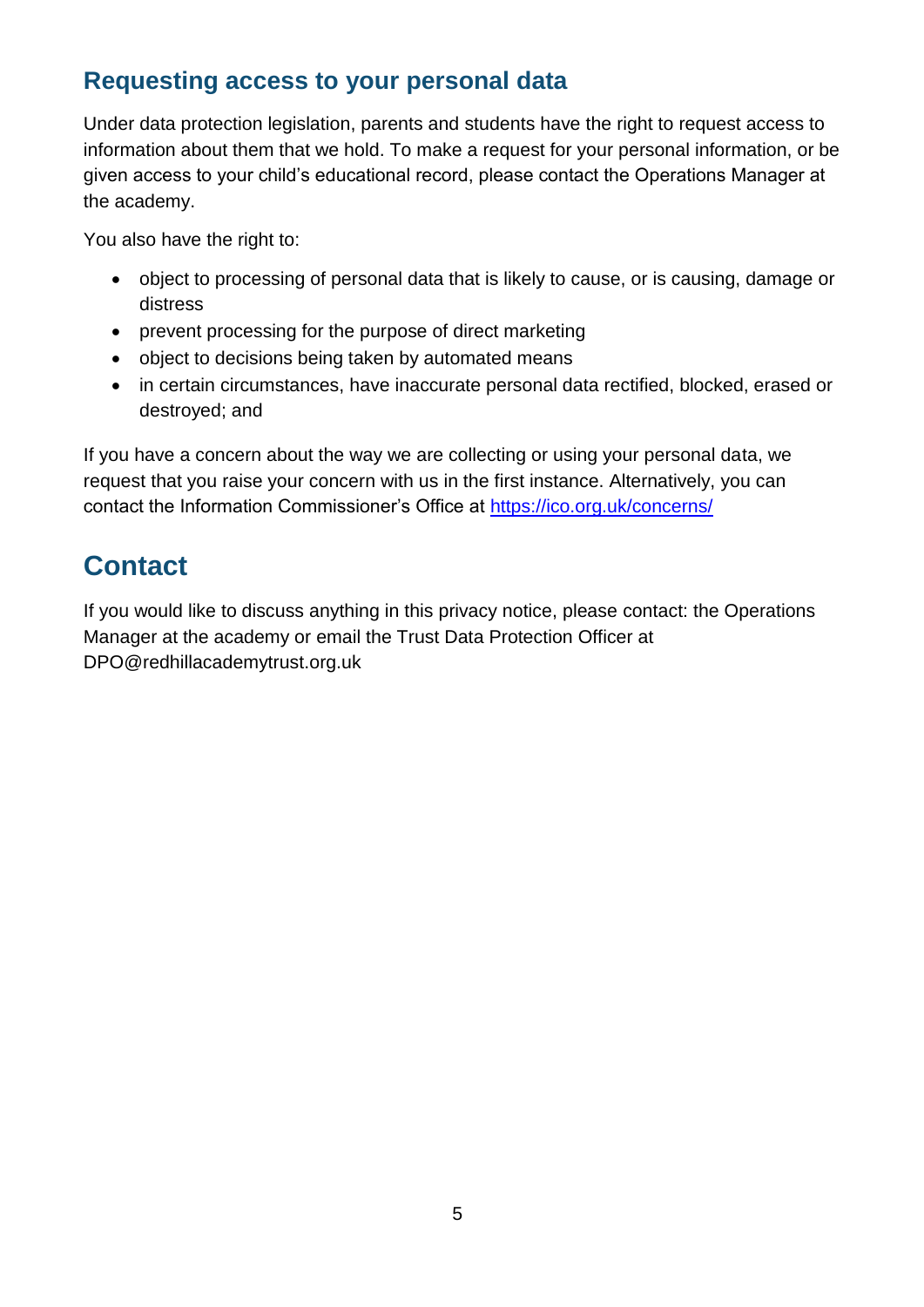## Requesting access to your personal data

Under data protection legislation, parents and students have the right to request access to information about them that we hold. To make a request for your personal information, or be given access to your child's educational record, please contact the Operations Manager at the academy.

You also have the right to:

- object to processing of personal data that is likely to cause, or is causing, damage or distress
- prevent processing for the purpose of direct marketing
- object to decisions being taken by automated means
- in certain circumstances, have inaccurate personal data rectified, blocked, erased or destroyed; and

If you have a concern about the way we are collecting or using your personal data, we request that you raise your concern with us in the first instance. Alternatively, you can contact the Information Commissioner's Office at https://ico.org.uk/concerns/

# Contact

If you would like to discuss anything in this privacy notice, please contact: the Operations Manager at the academy or email the Trust Data Protection Officer at DPO@redhillacademytrust.org.uk